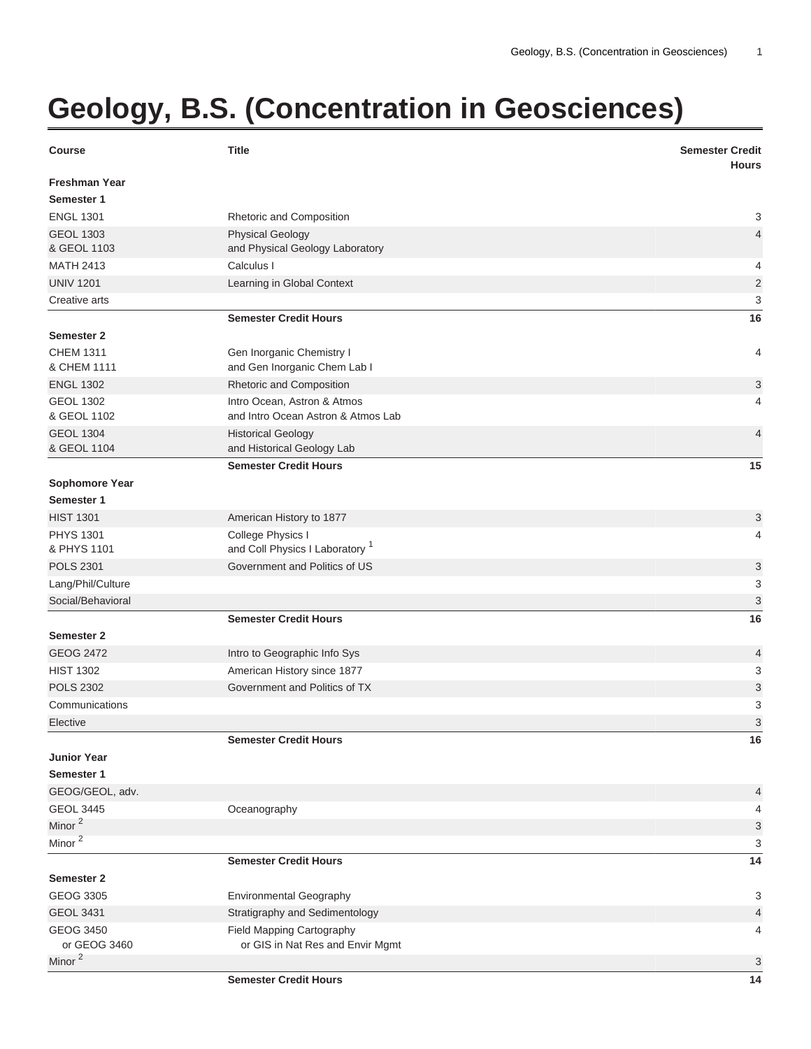# Geology, B.S. (Concentration in Geosciences)

| Course | Title | Semester Credit Hours |
|---|---|---|
| **Freshman Year** | | |
| **Semester 1** | | |
| ENGL 1301 | Rhetoric and Composition | 3 |
| GEOL 1303 & GEOL 1103 | Physical Geology and Physical Geology Laboratory | 4 |
| MATH 2413 | Calculus I | 4 |
| UNIV 1201 | Learning in Global Context | 2 |
| Creative arts | | 3 |
| | **Semester Credit Hours** | **16** |
| **Semester 2** | | |
| CHEM 1311 & CHEM 1111 | Gen Inorganic Chemistry I and Gen Inorganic Chem Lab I | 4 |
| ENGL 1302 | Rhetoric and Composition | 3 |
| GEOL 1302 & GEOL 1102 | Intro Ocean, Astron & Atmos and Intro Ocean Astron & Atmos Lab | 4 |
| GEOL 1304 & GEOL 1104 | Historical Geology and Historical Geology Lab | 4 |
| | **Semester Credit Hours** | **15** |
| **Sophomore Year** | | |
| **Semester 1** | | |
| HIST 1301 | American History to 1877 | 3 |
| PHYS 1301 & PHYS 1101 | College Physics I and Coll Physics I Laboratory [1] | 4 |
| POLS 2301 | Government and Politics of US | 3 |
| Lang/Phil/Culture | | 3 |
| Social/Behavioral | | 3 |
| | **Semester Credit Hours** | **16** |
| **Semester 2** | | |
| GEOG 2472 | Intro to Geographic Info Sys | 4 |
| HIST 1302 | American History since 1877 | 3 |
| POLS 2302 | Government and Politics of TX | 3 |
| Communications | | 3 |
| Elective | | 3 |
| | **Semester Credit Hours** | **16** |
| **Junior Year** | | |
| **Semester 1** | | |
| GEOG/GEOL, adv. | | 4 |
| GEOL 3445 | Oceanography | 4 |
| Minor [2] | | 3 |
| Minor [2] | | 3 |
| | **Semester Credit Hours** | **14** |
| **Semester 2** | | |
| GEOG 3305 | Environmental Geography | 3 |
| GEOL 3431 | Stratigraphy and Sedimentology | 4 |
| GEOG 3450 or GEOG 3460 | Field Mapping Cartography or GIS in Nat Res and Envir Mgmt | 4 |
| Minor [2] | | 3 |
| | **Semester Credit Hours** | **14** |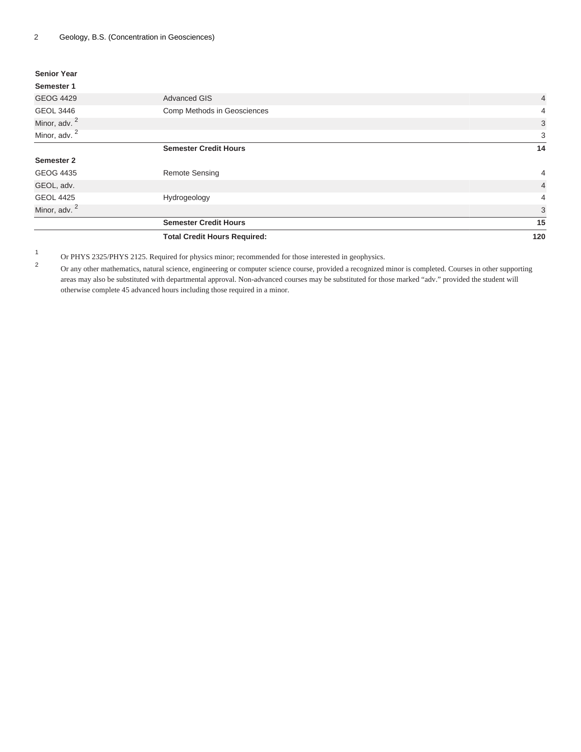| | | |
|---|---|---|
| **Senior Year** | | |
| **Semester 1** | | |
| GEOG 4429 | Advanced GIS | 4 |
| GEOL 3446 | Comp Methods in Geosciences | 4 |
| Minor, adv. [2] | | 3 |
| Minor, adv. [2] | | 3 |
| | **Semester Credit Hours** | **14** |
| **Semester 2** | | |
| GEOG 4435 | Remote Sensing | 4 |
| GEOL, adv. | | 4 |
| GEOL 4425 | Hydrogeology | 4 |
| Minor, adv. [2] | | 3 |
| | **Semester Credit Hours** | **15** |
| | **Total Credit Hours Required:** | **120** |

[1] Or PHYS 2325/PHYS 2125. Required for physics minor; recommended for those interested in geophysics.

[2] Or any other mathematics, natural science, engineering or computer science course, provided a recognized minor is completed. Courses in other supporting areas may also be substituted with departmental approval. Non-advanced courses may be substituted for those marked "adv." provided the student will otherwise complete 45 advanced hours including those required in a minor.